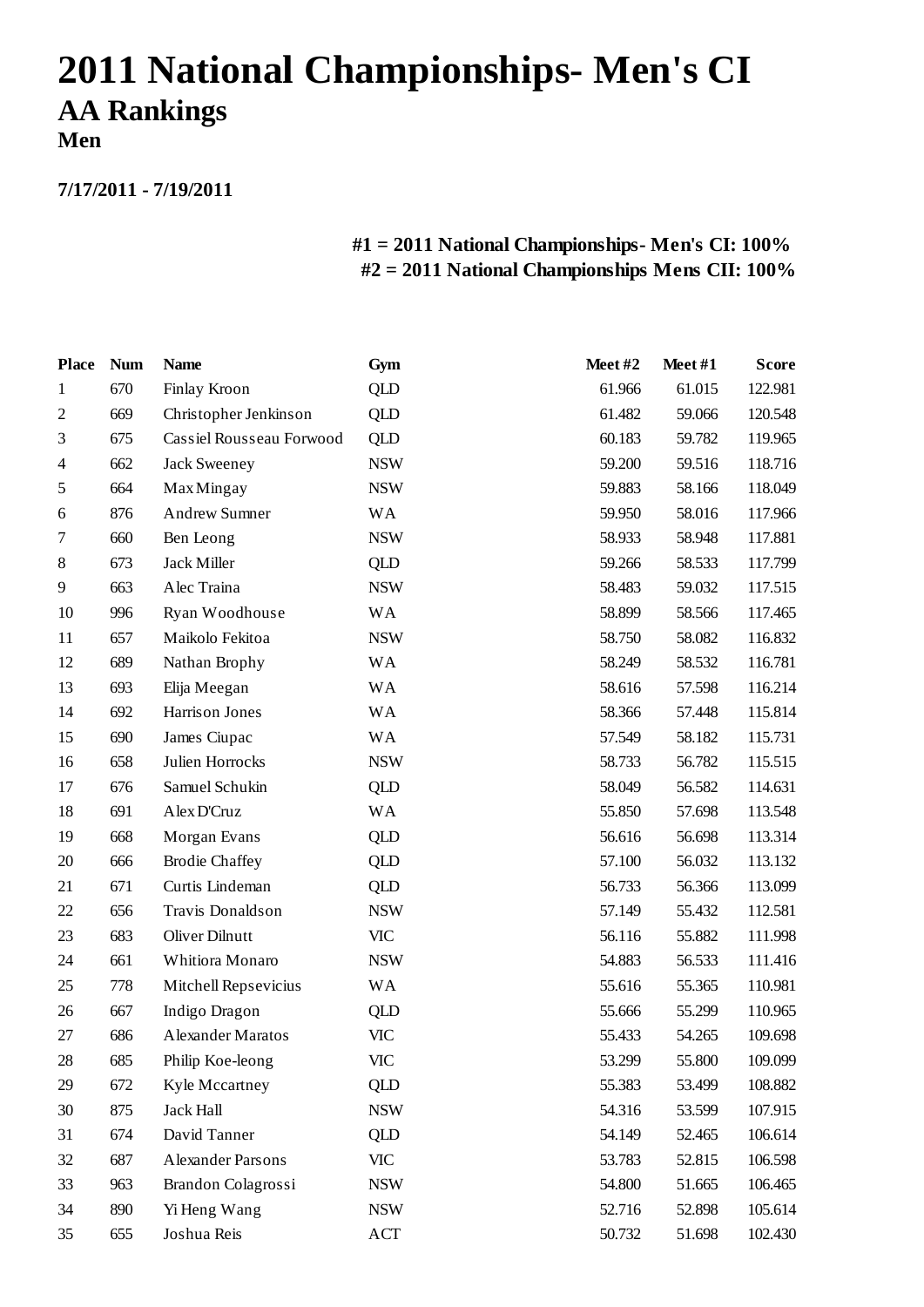# 2011 National Championships- Men's CI

## AA Rankings

### Men

**7/17/2011 - 7/19/2011**

**#1 = 2011 National Championships- Men's CI: 100%**
**#2 = 2011 National Championships Mens CII: 100%**

| Place | Num | Name | Gym | Meet #2 | Meet #1 | Score |
|---|---|---|---|---|---|---|
| 1 | 670 | Finlay Kroon | QLD | 61.966 | 61.015 | 122.981 |
| 2 | 669 | Christopher Jenkinson | QLD | 61.482 | 59.066 | 120.548 |
| 3 | 675 | Cassiel Rousseau Forwood | QLD | 60.183 | 59.782 | 119.965 |
| 4 | 662 | Jack Sweeney | NSW | 59.200 | 59.516 | 118.716 |
| 5 | 664 | Max Mingay | NSW | 59.883 | 58.166 | 118.049 |
| 6 | 876 | Andrew Sumner | WA | 59.950 | 58.016 | 117.966 |
| 7 | 660 | Ben Leong | NSW | 58.933 | 58.948 | 117.881 |
| 8 | 673 | Jack Miller | QLD | 59.266 | 58.533 | 117.799 |
| 9 | 663 | Alec Traina | NSW | 58.483 | 59.032 | 117.515 |
| 10 | 996 | Ryan Woodhouse | WA | 58.899 | 58.566 | 117.465 |
| 11 | 657 | Maikolo Fekitoa | NSW | 58.750 | 58.082 | 116.832 |
| 12 | 689 | Nathan Brophy | WA | 58.249 | 58.532 | 116.781 |
| 13 | 693 | Elija Meegan | WA | 58.616 | 57.598 | 116.214 |
| 14 | 692 | Harrison Jones | WA | 58.366 | 57.448 | 115.814 |
| 15 | 690 | James Ciupac | WA | 57.549 | 58.182 | 115.731 |
| 16 | 658 | Julien Horrocks | NSW | 58.733 | 56.782 | 115.515 |
| 17 | 676 | Samuel Schukin | QLD | 58.049 | 56.582 | 114.631 |
| 18 | 691 | Alex D'Cruz | WA | 55.850 | 57.698 | 113.548 |
| 19 | 668 | Morgan Evans | QLD | 56.616 | 56.698 | 113.314 |
| 20 | 666 | Brodie Chaffey | QLD | 57.100 | 56.032 | 113.132 |
| 21 | 671 | Curtis Lindeman | QLD | 56.733 | 56.366 | 113.099 |
| 22 | 656 | Travis Donaldson | NSW | 57.149 | 55.432 | 112.581 |
| 23 | 683 | Oliver Dilnutt | VIC | 56.116 | 55.882 | 111.998 |
| 24 | 661 | Whitiora Monaro | NSW | 54.883 | 56.533 | 111.416 |
| 25 | 778 | Mitchell Repsevicius | WA | 55.616 | 55.365 | 110.981 |
| 26 | 667 | Indigo Dragon | QLD | 55.666 | 55.299 | 110.965 |
| 27 | 686 | Alexander Maratos | VIC | 55.433 | 54.265 | 109.698 |
| 28 | 685 | Philip Koe-leong | VIC | 53.299 | 55.800 | 109.099 |
| 29 | 672 | Kyle Mccartney | QLD | 55.383 | 53.499 | 108.882 |
| 30 | 875 | Jack Hall | NSW | 54.316 | 53.599 | 107.915 |
| 31 | 674 | David Tanner | QLD | 54.149 | 52.465 | 106.614 |
| 32 | 687 | Alexander Parsons | VIC | 53.783 | 52.815 | 106.598 |
| 33 | 963 | Brandon Colagrossi | NSW | 54.800 | 51.665 | 106.465 |
| 34 | 890 | Yi Heng Wang | NSW | 52.716 | 52.898 | 105.614 |
| 35 | 655 | Joshua Reis | ACT | 50.732 | 51.698 | 102.430 |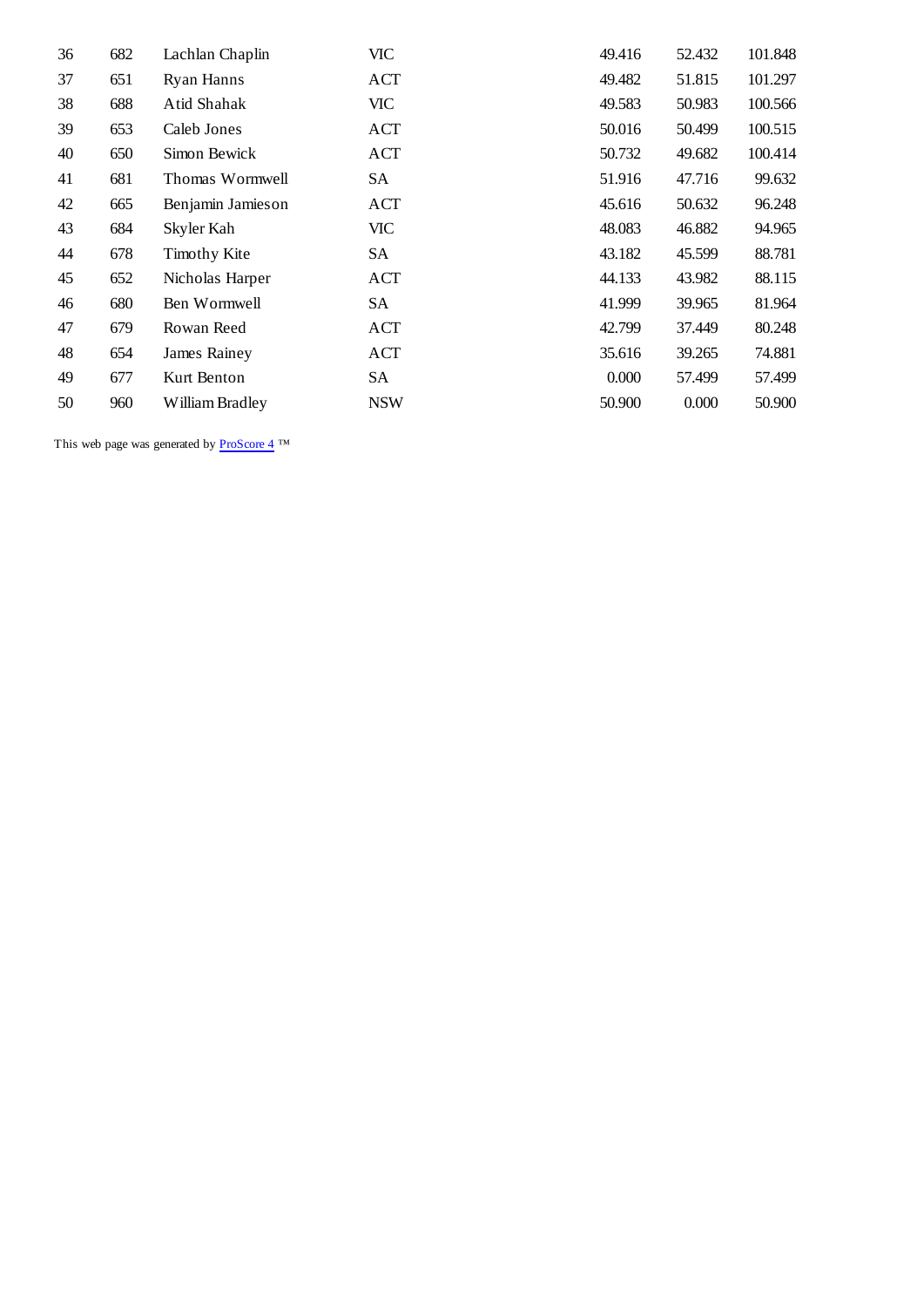| | | | | | | |
|---|---|---|---|---|---|---|
| 36 | 682 | Lachlan Chaplin | VIC | 49.416 | 52.432 | 101.848 |
| 37 | 651 | Ryan Hanns | ACT | 49.482 | 51.815 | 101.297 |
| 38 | 688 | Atid Shahak | VIC | 49.583 | 50.983 | 100.566 |
| 39 | 653 | Caleb Jones | ACT | 50.016 | 50.499 | 100.515 |
| 40 | 650 | Simon Bewick | ACT | 50.732 | 49.682 | 100.414 |
| 41 | 681 | Thomas Wormwell | SA | 51.916 | 47.716 | 99.632 |
| 42 | 665 | Benjamin Jamieson | ACT | 45.616 | 50.632 | 96.248 |
| 43 | 684 | Skyler Kah | VIC | 48.083 | 46.882 | 94.965 |
| 44 | 678 | Timothy Kite | SA | 43.182 | 45.599 | 88.781 |
| 45 | 652 | Nicholas Harper | ACT | 44.133 | 43.982 | 88.115 |
| 46 | 680 | Ben Wormwell | SA | 41.999 | 39.965 | 81.964 |
| 47 | 679 | Rowan Reed | ACT | 42.799 | 37.449 | 80.248 |
| 48 | 654 | James Rainey | ACT | 35.616 | 39.265 | 74.881 |
| 49 | 677 | Kurt Benton | SA | 0.000 | 57.499 | 57.499 |
| 50 | 960 | William Bradley | NSW | 50.900 | 0.000 | 50.900 |

This web page was generated by ProScore 4 ™